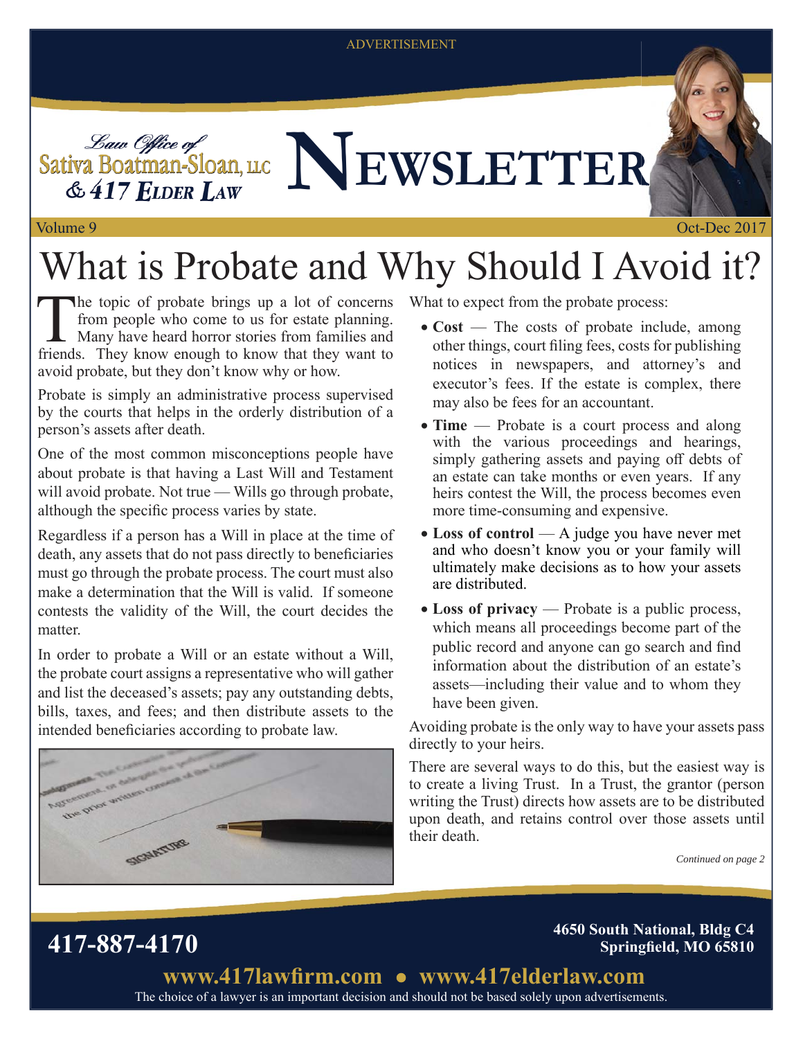ADVERTISEMENT

Law Office of
Sativa Boatman-Sloan, LLC
& 417 Elder Law

# Newsletter

Volume 9 Oct-Dec 2017

# What is Probate and Why Should I Avoid it?

The topic of probate brings up a lot of concerns from people who come to us for estate planning. Many have heard horror stories from families and friends. They know enough to know that they want to avoid probate, but they don't know why or how.

Probate is simply an administrative process supervised by the courts that helps in the orderly distribution of a person's assets after death.

One of the most common misconceptions people have about probate is that having a Last Will and Testament will avoid probate. Not true — Wills go through probate, although the specific process varies by state.

Regardless if a person has a Will in place at the time of death, any assets that do not pass directly to beneficiaries must go through the probate process. The court must also make a determination that the Will is valid. If someone contests the validity of the Will, the court decides the matter.

In order to probate a Will or an estate without a Will, the probate court assigns a representative who will gather and list the deceased's assets; pay any outstanding debts, bills, taxes, and fees; and then distribute assets to the intended beneficiaries according to probate law.

What to expect from the probate process:

- **Cost** — The costs of probate include, among other things, court filing fees, costs for publishing notices in newspapers, and attorney's and executor's fees. If the estate is complex, there may also be fees for an accountant.
- **Time** — Probate is a court process and along with the various proceedings and hearings, simply gathering assets and paying off debts of an estate can take months or even years. If any heirs contest the Will, the process becomes even more time-consuming and expensive.
- **Loss of control** — A judge you have never met and who doesn't know you or your family will ultimately make decisions as to how your assets are distributed.
- **Loss of privacy** — Probate is a public process, which means all proceedings become part of the public record and anyone can go search and find information about the distribution of an estate's assets—including their value and to whom they have been given.

Avoiding probate is the only way to have your assets pass directly to your heirs.

There are several ways to do this, but the easiest way is to create a living Trust. In a Trust, the grantor (person writing the Trust) directs how assets are to be distributed upon death, and retains control over those assets until their death.

*Continued on page 2*

**417-887-4170**

**4650 South National, Bldg C4**
**Springfield, MO 65810**

**www.417lawfirm.com • www.417elderlaw.com**

The choice of a lawyer is an important decision and should not be based solely upon advertisements.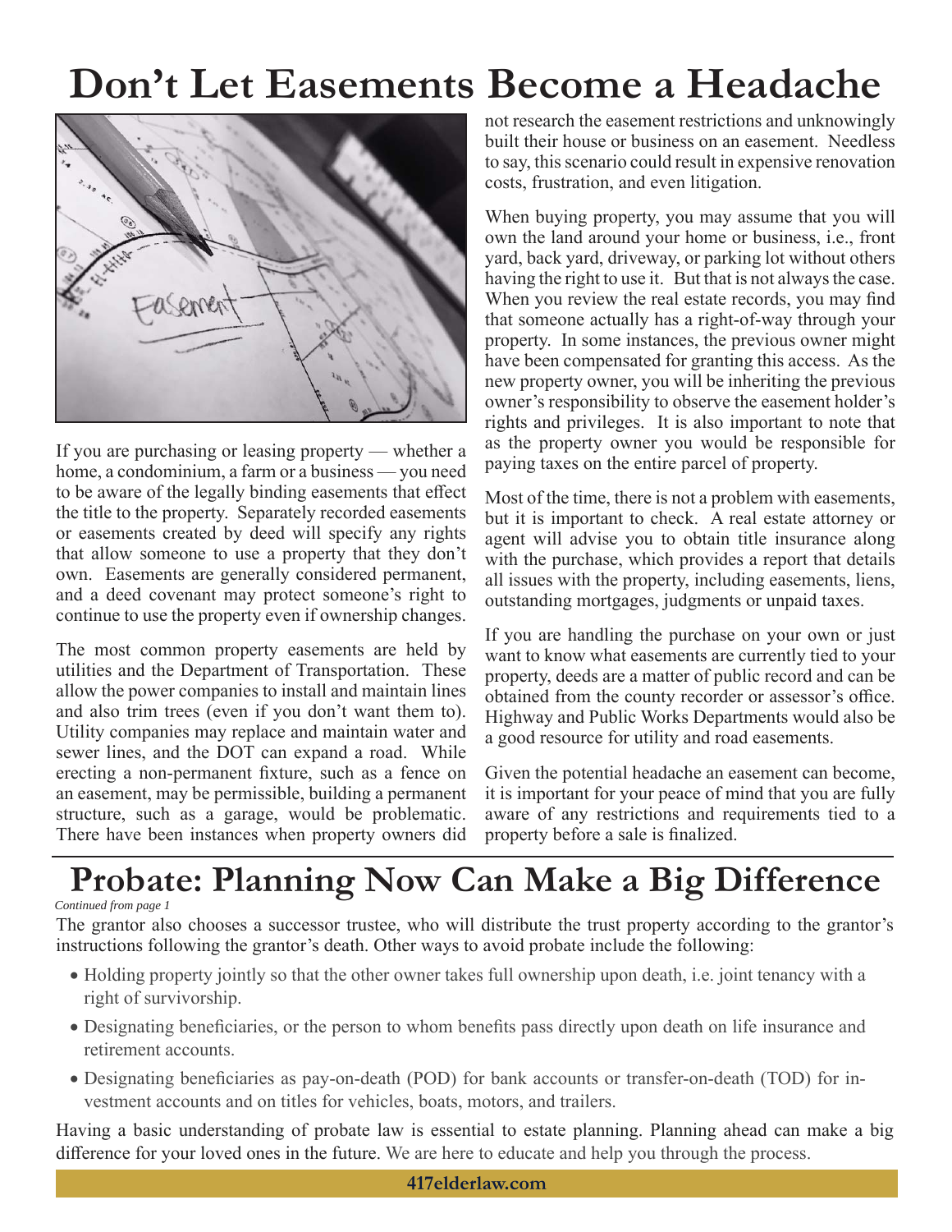# Don't Let Easements Become a Headache

If you are purchasing or leasing property — whether a home, a condominium, a farm or a business — you need to be aware of the legally binding easements that effect the title to the property. Separately recorded easements or easements created by deed will specify any rights that allow someone to use a property that they don't own. Easements are generally considered permanent, and a deed covenant may protect someone's right to continue to use the property even if ownership changes.

The most common property easements are held by utilities and the Department of Transportation. These allow the power companies to install and maintain lines and also trim trees (even if you don't want them to). Utility companies may replace and maintain water and sewer lines, and the DOT can expand a road. While erecting a non-permanent fixture, such as a fence on an easement, may be permissible, building a permanent structure, such as a garage, would be problematic. There have been instances when property owners did not research the easement restrictions and unknowingly built their house or business on an easement. Needless to say, this scenario could result in expensive renovation costs, frustration, and even litigation.

When buying property, you may assume that you will own the land around your home or business, i.e., front yard, back yard, driveway, or parking lot without others having the right to use it. But that is not always the case. When you review the real estate records, you may find that someone actually has a right-of-way through your property. In some instances, the previous owner might have been compensated for granting this access. As the new property owner, you will be inheriting the previous owner's responsibility to observe the easement holder's rights and privileges. It is also important to note that as the property owner you would be responsible for paying taxes on the entire parcel of property.

Most of the time, there is not a problem with easements, but it is important to check. A real estate attorney or agent will advise you to obtain title insurance along with the purchase, which provides a report that details all issues with the property, including easements, liens, outstanding mortgages, judgments or unpaid taxes.

If you are handling the purchase on your own or just want to know what easements are currently tied to your property, deeds are a matter of public record and can be obtained from the county recorder or assessor's office. Highway and Public Works Departments would also be a good resource for utility and road easements.

Given the potential headache an easement can become, it is important for your peace of mind that you are fully aware of any restrictions and requirements tied to a property before a sale is finalized.

# Probate: Planning Now Can Make a Big Difference

*Continued from page 1*

The grantor also chooses a successor trustee, who will distribute the trust property according to the grantor's instructions following the grantor's death. Other ways to avoid probate include the following:

- Holding property jointly so that the other owner takes full ownership upon death, i.e. joint tenancy with a right of survivorship.
- Designating beneficiaries, or the person to whom benefits pass directly upon death on life insurance and retirement accounts.
- Designating beneficiaries as pay-on-death (POD) for bank accounts or transfer-on-death (TOD) for investment accounts and on titles for vehicles, boats, motors, and trailers.

Having a basic understanding of probate law is essential to estate planning. Planning ahead can make a big difference for your loved ones in the future. We are here to educate and help you through the process.

**417elderlaw.com**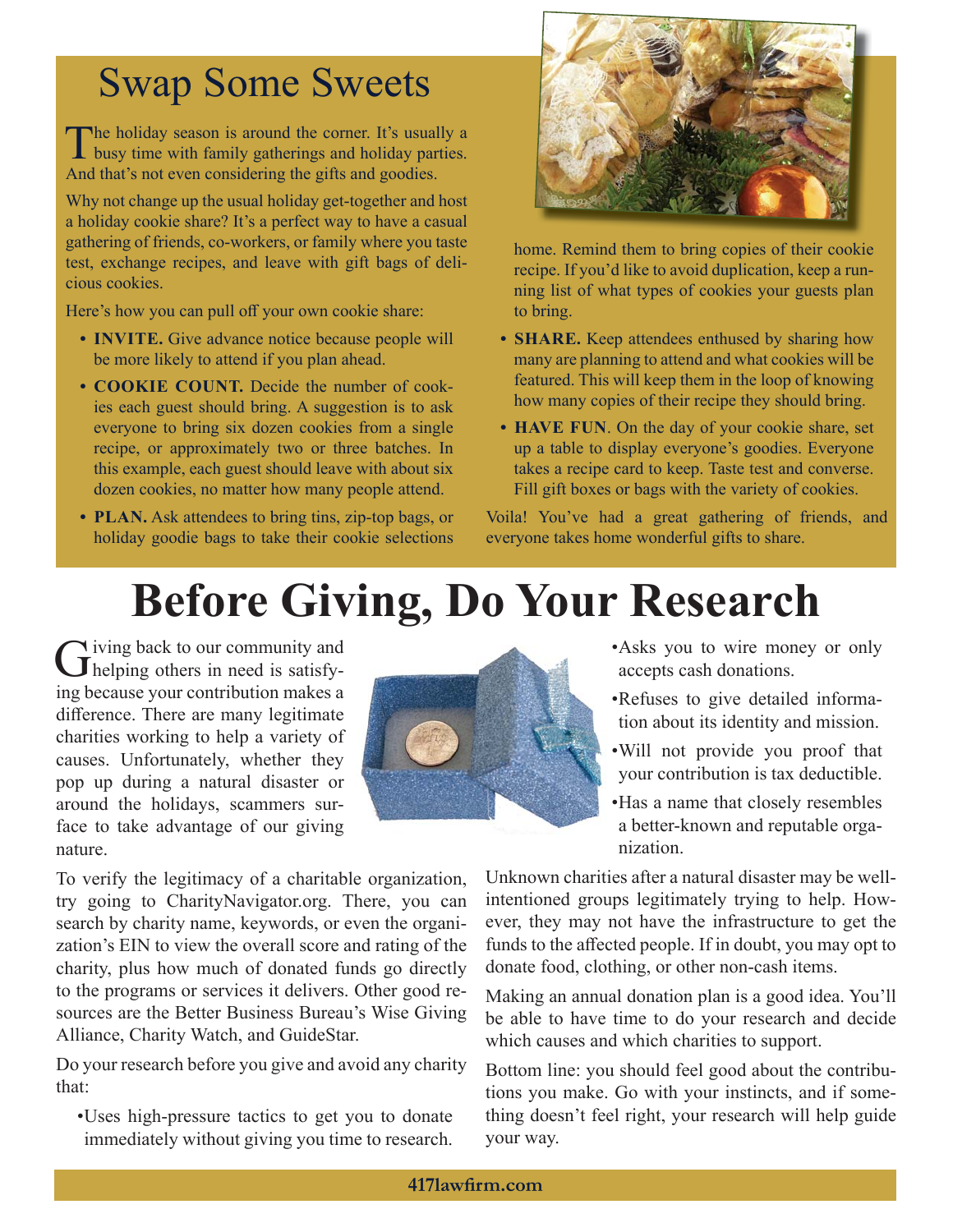# Swap Some Sweets

The holiday season is around the corner. It's usually a busy time with family gatherings and holiday parties. And that's not even considering the gifts and goodies.

Why not change up the usual holiday get-together and host a holiday cookie share? It's a perfect way to have a casual gathering of friends, co-workers, or family where you taste test, exchange recipes, and leave with gift bags of delicious cookies.

Here's how you can pull off your own cookie share:

- **INVITE.** Give advance notice because people will be more likely to attend if you plan ahead.
- **COOKIE COUNT.** Decide the number of cookies each guest should bring. A suggestion is to ask everyone to bring six dozen cookies from a single recipe, or approximately two or three batches. In this example, each guest should leave with about six dozen cookies, no matter how many people attend.
- **PLAN.** Ask attendees to bring tins, zip-top bags, or holiday goodie bags to take their cookie selections home. Remind them to bring copies of their cookie recipe. If you'd like to avoid duplication, keep a running list of what types of cookies your guests plan to bring.
- **SHARE.** Keep attendees enthused by sharing how many are planning to attend and what cookies will be featured. This will keep them in the loop of knowing how many copies of their recipe they should bring.
- **HAVE FUN**. On the day of your cookie share, set up a table to display everyone's goodies. Everyone takes a recipe card to keep. Taste test and converse. Fill gift boxes or bags with the variety of cookies.

Voila! You've had a great gathering of friends, and everyone takes home wonderful gifts to share.

# Before Giving, Do Your Research

Giving back to our community and helping others in need is satisfying because your contribution makes a difference. There are many legitimate charities working to help a variety of causes. Unfortunately, whether they pop up during a natural disaster or around the holidays, scammers surface to take advantage of our giving nature.

To verify the legitimacy of a charitable organization, try going to CharityNavigator.org. There, you can search by charity name, keywords, or even the organization's EIN to view the overall score and rating of the charity, plus how much of donated funds go directly to the programs or services it delivers. Other good resources are the Better Business Bureau's Wise Giving Alliance, Charity Watch, and GuideStar.

Do your research before you give and avoid any charity that:

- Uses high-pressure tactics to get you to donate immediately without giving you time to research.
- Asks you to wire money or only accepts cash donations.
- Refuses to give detailed information about its identity and mission.
- Will not provide you proof that your contribution is tax deductible.
- Has a name that closely resembles a better-known and reputable organization.

Unknown charities after a natural disaster may be well-intentioned groups legitimately trying to help. However, they may not have the infrastructure to get the funds to the affected people. If in doubt, you may opt to donate food, clothing, or other non-cash items.

Making an annual donation plan is a good idea. You'll be able to have time to do your research and decide which causes and which charities to support.

Bottom line: you should feel good about the contributions you make. Go with your instincts, and if something doesn't feel right, your research will help guide your way.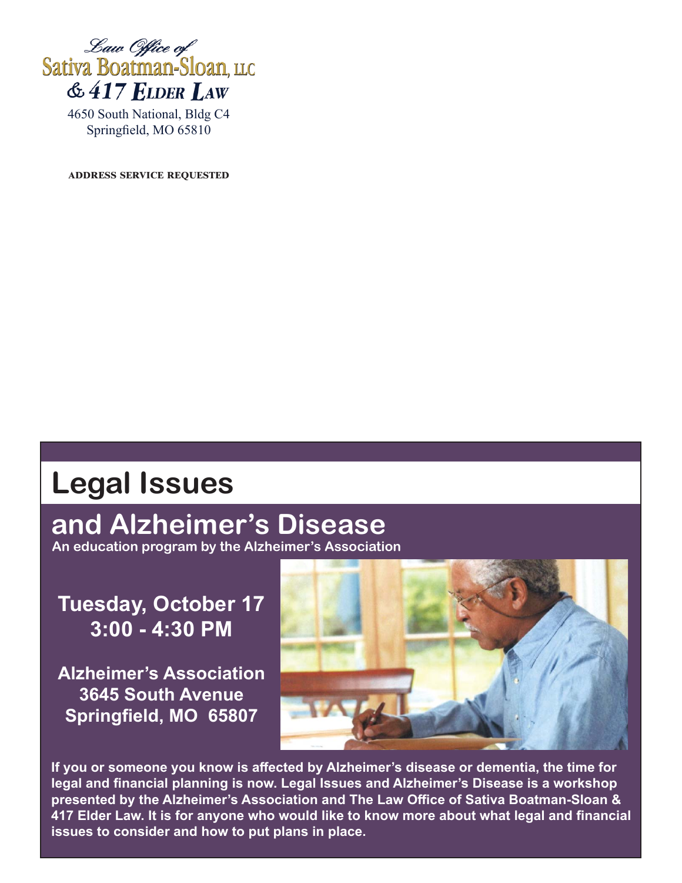*Law Office of*
Sativa Boatman-Sloan, LLC
& 417 Elder Law

4650 South National, Bldg C4
Springfield, MO 65810

**ADDRESS SERVICE REQUESTED**

# Legal Issues

## and Alzheimer's Disease

**An education program by the Alzheimer's Association**

**Tuesday, October 17**
**3:00 - 4:30 PM**

**Alzheimer's Association**
**3645 South Avenue**
**Springfield, MO 65807**

**If you or someone you know is affected by Alzheimer's disease or dementia, the time for legal and financial planning is now. Legal Issues and Alzheimer's Disease is a workshop presented by the Alzheimer's Association and The Law Office of Sativa Boatman-Sloan & 417 Elder Law. It is for anyone who would like to know more about what legal and financial issues to consider and how to put plans in place.**